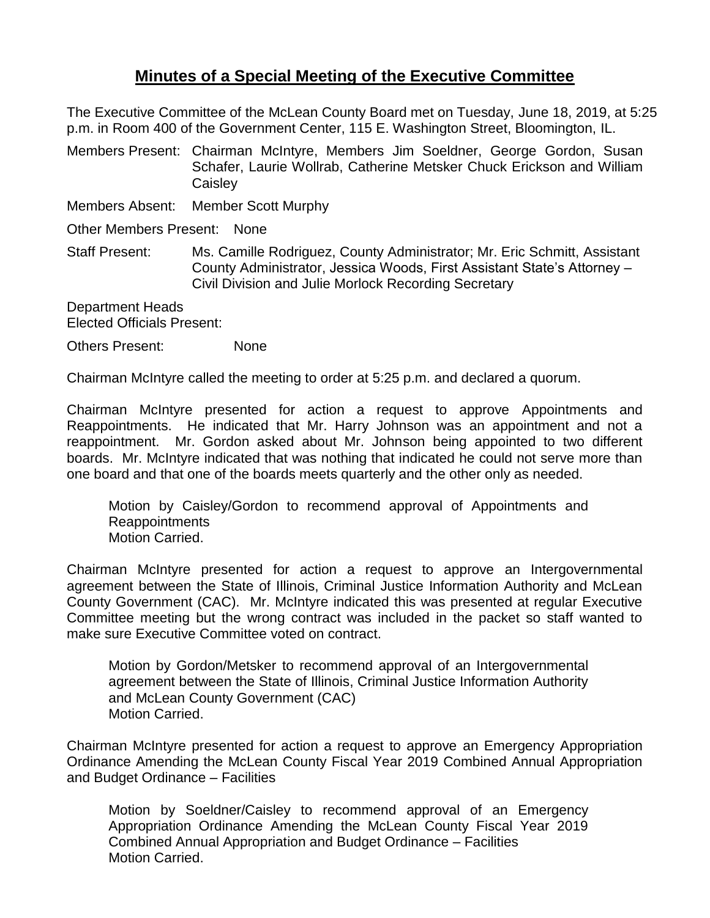# Minutes of a Special Meeting of the Executive Committee

The Executive Committee of the McLean County Board met on Tuesday, June 18, 2019, at 5:25 p.m. in Room 400 of the Government Center, 115 E. Washington Street, Bloomington, IL.

Members Present: Chairman McIntyre, Members Jim Soeldner, George Gordon, Susan Schafer, Laurie Wollrab, Catherine Metsker Chuck Erickson and William Caisley

Members Absent: Member Scott Murphy

Other Members Present: None

Staff Present: Ms. Camille Rodriguez, County Administrator; Mr. Eric Schmitt, Assistant County Administrator, Jessica Woods, First Assistant State's Attorney – Civil Division and Julie Morlock Recording Secretary

Department Heads
Elected Officials Present:

Others Present: None

Chairman McIntyre called the meeting to order at 5:25 p.m. and declared a quorum.

Chairman McIntyre presented for action a request to approve Appointments and Reappointments. He indicated that Mr. Harry Johnson was an appointment and not a reappointment. Mr. Gordon asked about Mr. Johnson being appointed to two different boards. Mr. McIntyre indicated that was nothing that indicated he could not serve more than one board and that one of the boards meets quarterly and the other only as needed.

> Motion by Caisley/Gordon to recommend approval of Appointments and Reappointments
> Motion Carried.

Chairman McIntyre presented for action a request to approve an Intergovernmental agreement between the State of Illinois, Criminal Justice Information Authority and McLean County Government (CAC). Mr. McIntyre indicated this was presented at regular Executive Committee meeting but the wrong contract was included in the packet so staff wanted to make sure Executive Committee voted on contract.

> Motion by Gordon/Metsker to recommend approval of an Intergovernmental agreement between the State of Illinois, Criminal Justice Information Authority and McLean County Government (CAC)
> Motion Carried.

Chairman McIntyre presented for action a request to approve an Emergency Appropriation Ordinance Amending the McLean County Fiscal Year 2019 Combined Annual Appropriation and Budget Ordinance – Facilities

> Motion by Soeldner/Caisley to recommend approval of an Emergency Appropriation Ordinance Amending the McLean County Fiscal Year 2019 Combined Annual Appropriation and Budget Ordinance – Facilities
> Motion Carried.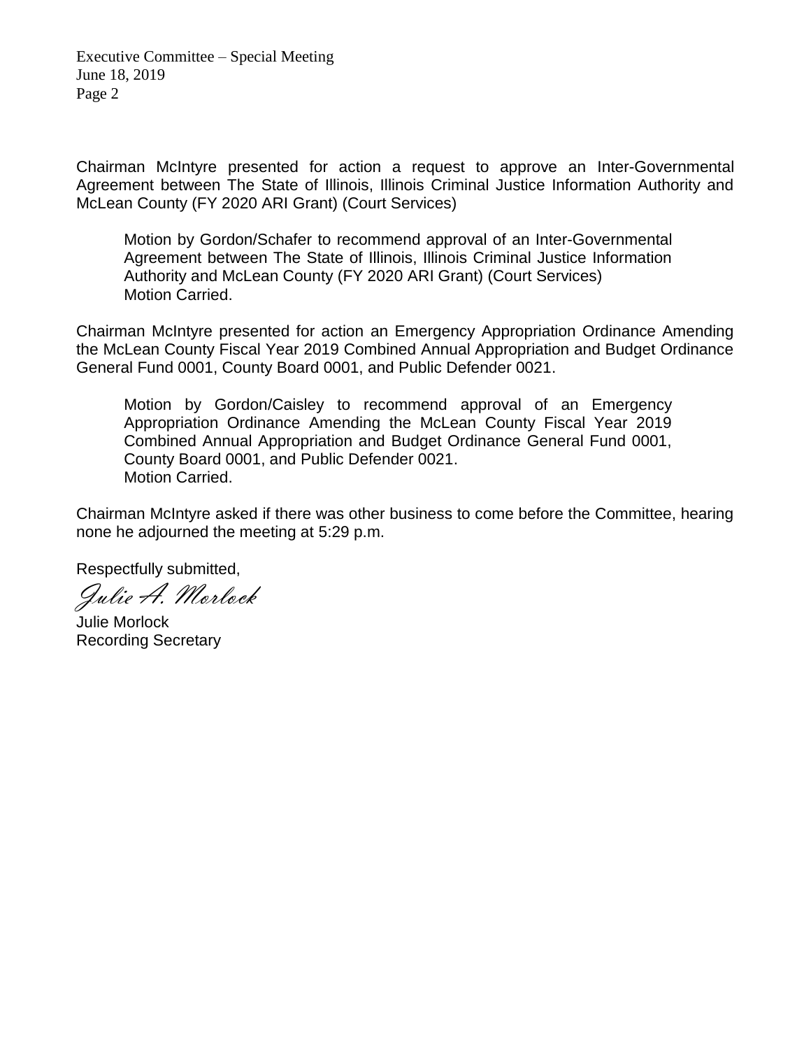Chairman McIntyre presented for action a request to approve an Inter-Governmental Agreement between The State of Illinois, Illinois Criminal Justice Information Authority and McLean County (FY 2020 ARI Grant) (Court Services)

> Motion by Gordon/Schafer to recommend approval of an Inter-Governmental Agreement between The State of Illinois, Illinois Criminal Justice Information Authority and McLean County (FY 2020 ARI Grant) (Court Services)
> Motion Carried.

Chairman McIntyre presented for action an Emergency Appropriation Ordinance Amending the McLean County Fiscal Year 2019 Combined Annual Appropriation and Budget Ordinance General Fund 0001, County Board 0001, and Public Defender 0021.

> Motion by Gordon/Caisley to recommend approval of an Emergency Appropriation Ordinance Amending the McLean County Fiscal Year 2019 Combined Annual Appropriation and Budget Ordinance General Fund 0001, County Board 0001, and Public Defender 0021.
> Motion Carried.

Chairman McIntyre asked if there was other business to come before the Committee, hearing none he adjourned the meeting at 5:29 p.m.

Respectfully submitted,

*Julie A. Morlock*

Julie Morlock
Recording Secretary